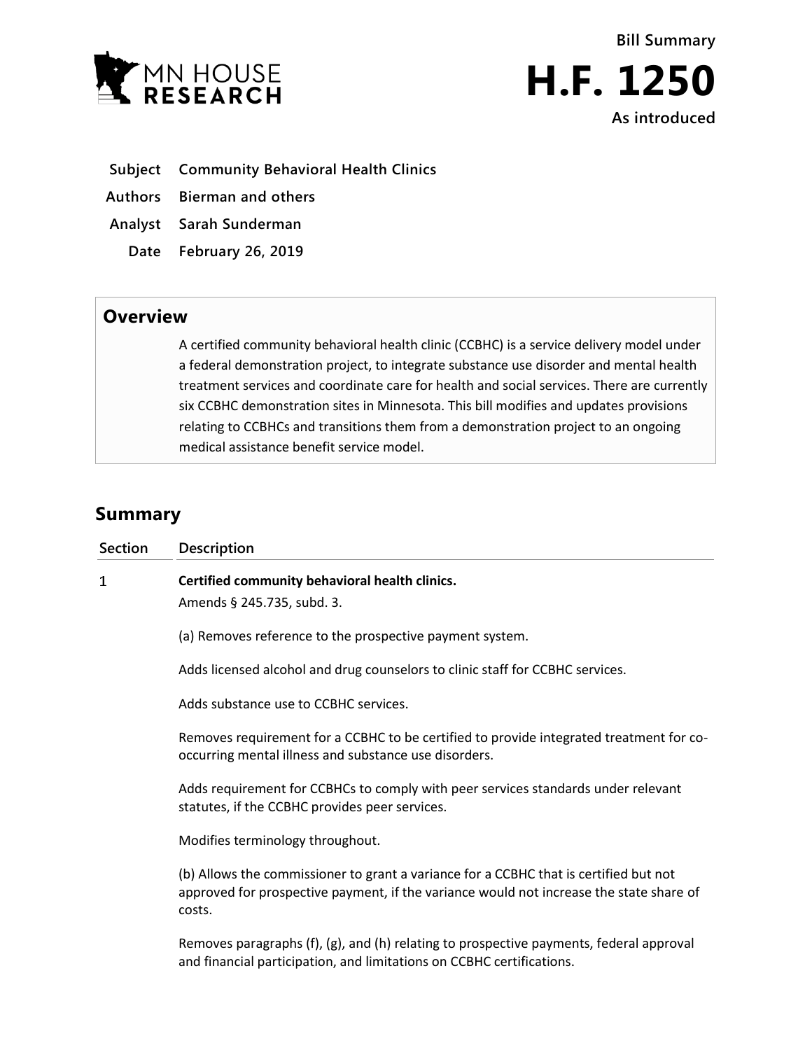MN HOUSE RESEARCH

Bill Summary

# H.F. 1250

As introduced

**Subject** Community Behavioral Health Clinics

**Authors** Bierman and others

**Analyst** Sarah Sunderman

**Date** February 26, 2019

## Overview

A certified community behavioral health clinic (CCBHC) is a service delivery model under a federal demonstration project, to integrate substance use disorder and mental health treatment services and coordinate care for health and social services. There are currently six CCBHC demonstration sites in Minnesota. This bill modifies and updates provisions relating to CCBHCs and transitions them from a demonstration project to an ongoing medical assistance benefit service model.

## Summary

| Section | Description |
|---|---|
| 1 | **Certified community behavioral health clinics.**<br>Amends § 245.735, subd. 3.<br><br>(a) Removes reference to the prospective payment system.<br><br>Adds licensed alcohol and drug counselors to clinic staff for CCBHC services.<br><br>Adds substance use to CCBHC services.<br><br>Removes requirement for a CCBHC to be certified to provide integrated treatment for co-occurring mental illness and substance use disorders.<br><br>Adds requirement for CCBHCs to comply with peer services standards under relevant statutes, if the CCBHC provides peer services.<br><br>Modifies terminology throughout.<br><br>(b) Allows the commissioner to grant a variance for a CCBHC that is certified but not approved for prospective payment, if the variance would not increase the state share of costs.<br><br>Removes paragraphs (f), (g), and (h) relating to prospective payments, federal approval and financial participation, and limitations on CCBHC certifications. |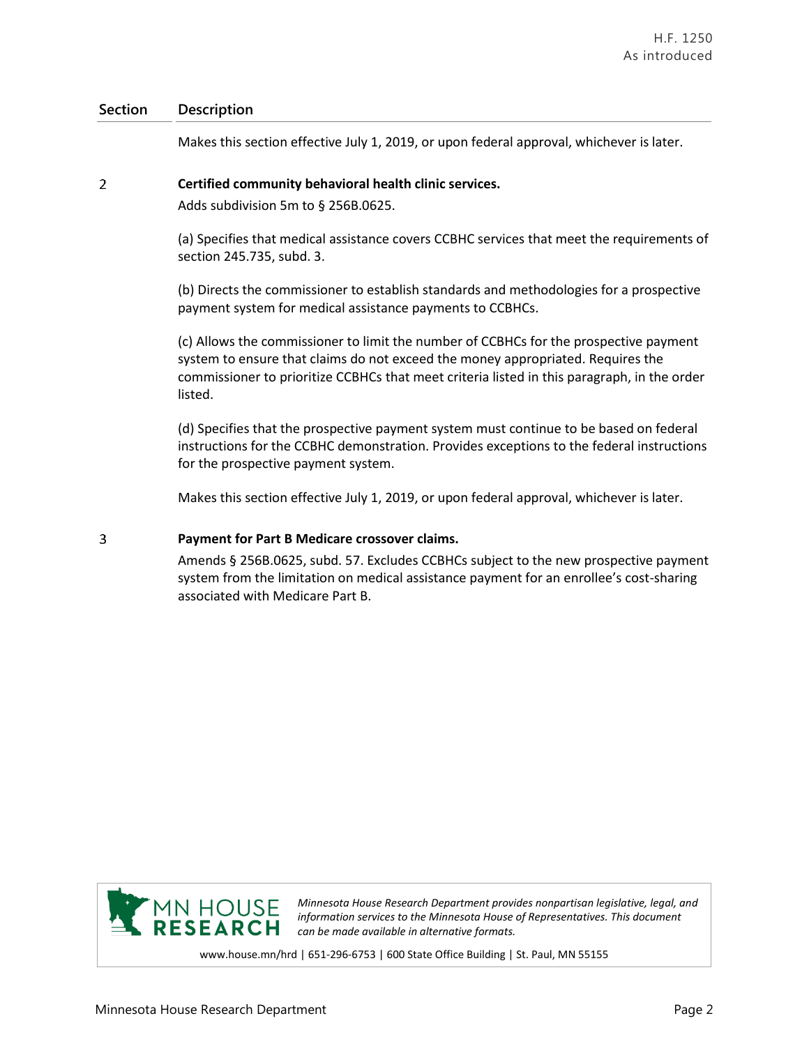| Section | Description |
|---|---|
| | Makes this section effective July 1, 2019, or upon federal approval, whichever is later. |
| 2 | **Certified community behavioral health clinic services.**<br>Adds subdivision 5m to § 256B.0625.<br><br>(a) Specifies that medical assistance covers CCBHC services that meet the requirements of section 245.735, subd. 3.<br><br>(b) Directs the commissioner to establish standards and methodologies for a prospective payment system for medical assistance payments to CCBHCs.<br><br>(c) Allows the commissioner to limit the number of CCBHCs for the prospective payment system to ensure that claims do not exceed the money appropriated. Requires the commissioner to prioritize CCBHCs that meet criteria listed in this paragraph, in the order listed.<br><br>(d) Specifies that the prospective payment system must continue to be based on federal instructions for the CCBHC demonstration. Provides exceptions to the federal instructions for the prospective payment system.<br><br>Makes this section effective July 1, 2019, or upon federal approval, whichever is later. |
| 3 | **Payment for Part B Medicare crossover claims.**<br>Amends § 256B.0625, subd. 57. Excludes CCBHCs subject to the new prospective payment system from the limitation on medical assistance payment for an enrollee's cost-sharing associated with Medicare Part B. |

MN HOUSE RESEARCH

*Minnesota House Research Department provides nonpartisan legislative, legal, and information services to the Minnesota House of Representatives. This document can be made available in alternative formats.*

www.house.mn/hrd | 651-296-6753 | 600 State Office Building | St. Paul, MN 55155